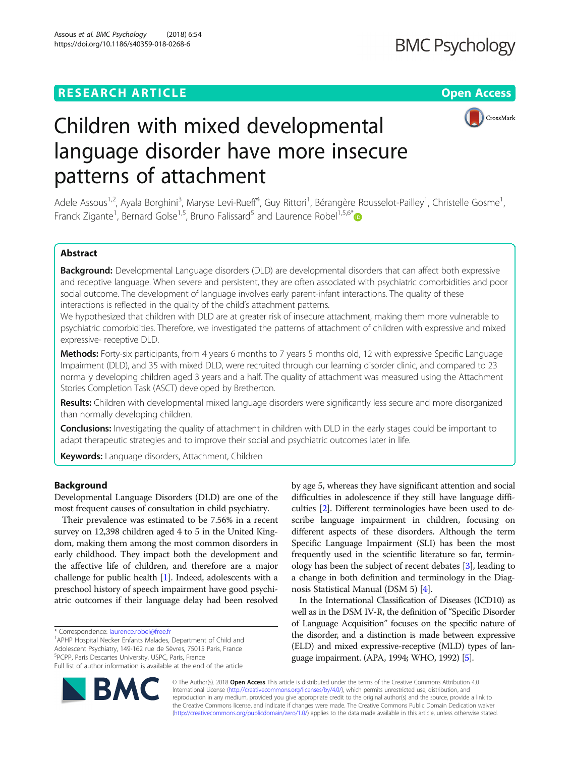# Children with mixed developmental language disorder have more insecure patterns of attachment

Adele Assous[1,2], Ayala Borghini[3], Maryse Levi-Rueff[4], Guy Rittori[1], Bérangère Rousselot-Pailley[1], Christelle Gosme[1], Franck Zigante[1], Bernard Golse[1,5], Bruno Falissard[5] and Laurence Robel[1,5,6*]

## Abstract

**Background:** Developmental Language disorders (DLD) are developmental disorders that can affect both expressive and receptive language. When severe and persistent, they are often associated with psychiatric comorbidities and poor social outcome. The development of language involves early parent-infant interactions. The quality of these interactions is reflected in the quality of the child's attachment patterns.

We hypothesized that children with DLD are at greater risk of insecure attachment, making them more vulnerable to psychiatric comorbidities. Therefore, we investigated the patterns of attachment of children with expressive and mixed expressive- receptive DLD.

**Methods:** Forty-six participants, from 4 years 6 months to 7 years 5 months old, 12 with expressive Specific Language Impairment (DLD), and 35 with mixed DLD, were recruited through our learning disorder clinic, and compared to 23 normally developing children aged 3 years and a half. The quality of attachment was measured using the Attachment Stories Completion Task (ASCT) developed by Bretherton.

**Results:** Children with developmental mixed language disorders were significantly less secure and more disorganized than normally developing children.

**Conclusions:** Investigating the quality of attachment in children with DLD in the early stages could be important to adapt therapeutic strategies and to improve their social and psychiatric outcomes later in life.

**Keywords:** Language disorders, Attachment, Children

## Background

Developmental Language Disorders (DLD) are one of the most frequent causes of consultation in child psychiatry.

Their prevalence was estimated to be 7.56% in a recent survey on 12,398 children aged 4 to 5 in the United Kingdom, making them among the most common disorders in early childhood. They impact both the development and the affective life of children, and therefore are a major challenge for public health [1]. Indeed, adolescents with a preschool history of speech impairment have good psychiatric outcomes if their language delay had been resolved by age 5, whereas they have significant attention and social difficulties in adolescence if they still have language difficulties [2]. Different terminologies have been used to describe language impairment in children, focusing on different aspects of these disorders. Although the term Specific Language Impairment (SLI) has been the most frequently used in the scientific literature so far, terminology has been the subject of recent debates [3], leading to a change in both definition and terminology in the Diagnosis Statistical Manual (DSM 5) [4].

In the International Classification of Diseases (ICD10) as well as in the DSM IV-R, the definition of "Specific Disorder of Language Acquisition" focuses on the specific nature of the disorder, and a distinction is made between expressive (ELD) and mixed expressive-receptive (MLD) types of language impairment. (APA, 1994; WHO, 1992) [5].

* Correspondence: laurence.robel@free.fr
[1]APHP Hospital Necker Enfants Malades, Department of Child and Adolescent Psychiatry, 149-162 rue de Sèvres, 75015 Paris, France
[5]PCPP, Paris Descartes University, USPC, Paris, France
Full list of author information is available at the end of the article

© The Author(s). 2018 **Open Access** This article is distributed under the terms of the Creative Commons Attribution 4.0 International License (http://creativecommons.org/licenses/by/4.0/), which permits unrestricted use, distribution, and reproduction in any medium, provided you give appropriate credit to the original author(s) and the source, provide a link to the Creative Commons license, and indicate if changes were made. The Creative Commons Public Domain Dedication waiver (http://creativecommons.org/publicdomain/zero/1.0/) applies to the data made available in this article, unless otherwise stated.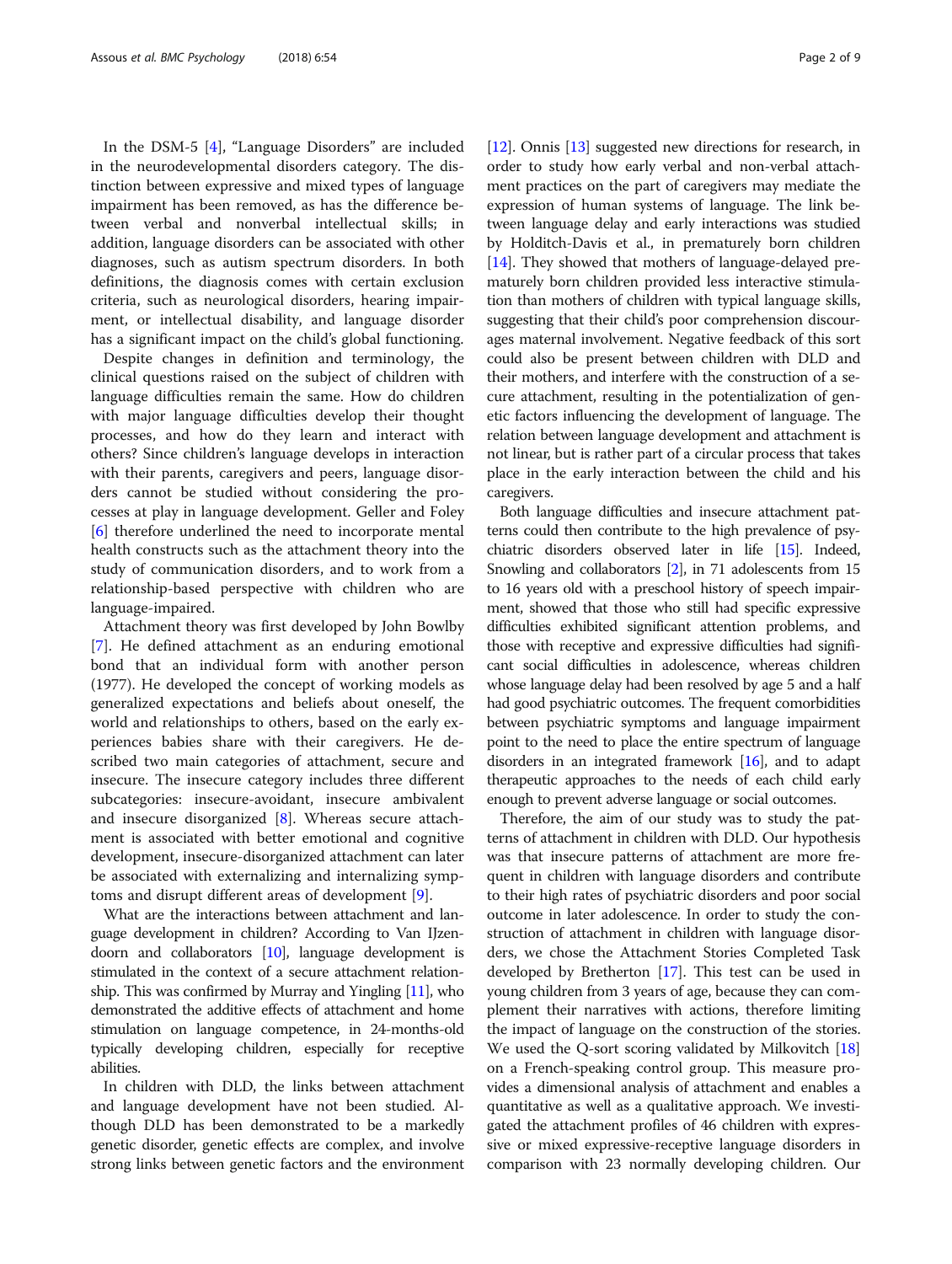In the DSM-5 [4], "Language Disorders" are included in the neurodevelopmental disorders category. The distinction between expressive and mixed types of language impairment has been removed, as has the difference between verbal and nonverbal intellectual skills; in addition, language disorders can be associated with other diagnoses, such as autism spectrum disorders. In both definitions, the diagnosis comes with certain exclusion criteria, such as neurological disorders, hearing impairment, or intellectual disability, and language disorder has a significant impact on the child's global functioning.

Despite changes in definition and terminology, the clinical questions raised on the subject of children with language difficulties remain the same. How do children with major language difficulties develop their thought processes, and how do they learn and interact with others? Since children's language develops in interaction with their parents, caregivers and peers, language disorders cannot be studied without considering the processes at play in language development. Geller and Foley [6] therefore underlined the need to incorporate mental health constructs such as the attachment theory into the study of communication disorders, and to work from a relationship-based perspective with children who are language-impaired.

Attachment theory was first developed by John Bowlby [7]. He defined attachment as an enduring emotional bond that an individual form with another person (1977). He developed the concept of working models as generalized expectations and beliefs about oneself, the world and relationships to others, based on the early experiences babies share with their caregivers. He described two main categories of attachment, secure and insecure. The insecure category includes three different subcategories: insecure-avoidant, insecure ambivalent and insecure disorganized [8]. Whereas secure attachment is associated with better emotional and cognitive development, insecure-disorganized attachment can later be associated with externalizing and internalizing symptoms and disrupt different areas of development [9].

What are the interactions between attachment and language development in children? According to Van IJzendoorn and collaborators [10], language development is stimulated in the context of a secure attachment relationship. This was confirmed by Murray and Yingling [11], who demonstrated the additive effects of attachment and home stimulation on language competence, in 24-months-old typically developing children, especially for receptive abilities.

In children with DLD, the links between attachment and language development have not been studied. Although DLD has been demonstrated to be a markedly genetic disorder, genetic effects are complex, and involve strong links between genetic factors and the environment [12]. Onnis [13] suggested new directions for research, in order to study how early verbal and non-verbal attachment practices on the part of caregivers may mediate the expression of human systems of language. The link between language delay and early interactions was studied by Holditch-Davis et al., in prematurely born children [14]. They showed that mothers of language-delayed prematurely born children provided less interactive stimulation than mothers of children with typical language skills, suggesting that their child's poor comprehension discourages maternal involvement. Negative feedback of this sort could also be present between children with DLD and their mothers, and interfere with the construction of a secure attachment, resulting in the potentialization of genetic factors influencing the development of language. The relation between language development and attachment is not linear, but is rather part of a circular process that takes place in the early interaction between the child and his caregivers.

Both language difficulties and insecure attachment patterns could then contribute to the high prevalence of psychiatric disorders observed later in life [15]. Indeed, Snowling and collaborators [2], in 71 adolescents from 15 to 16 years old with a preschool history of speech impairment, showed that those who still had specific expressive difficulties exhibited significant attention problems, and those with receptive and expressive difficulties had significant social difficulties in adolescence, whereas children whose language delay had been resolved by age 5 and a half had good psychiatric outcomes. The frequent comorbidities between psychiatric symptoms and language impairment point to the need to place the entire spectrum of language disorders in an integrated framework [16], and to adapt therapeutic approaches to the needs of each child early enough to prevent adverse language or social outcomes.

Therefore, the aim of our study was to study the patterns of attachment in children with DLD. Our hypothesis was that insecure patterns of attachment are more frequent in children with language disorders and contribute to their high rates of psychiatric disorders and poor social outcome in later adolescence. In order to study the construction of attachment in children with language disorders, we chose the Attachment Stories Completed Task developed by Bretherton [17]. This test can be used in young children from 3 years of age, because they can complement their narratives with actions, therefore limiting the impact of language on the construction of the stories. We used the Q-sort scoring validated by Milkovitch [18] on a French-speaking control group. This measure provides a dimensional analysis of attachment and enables a quantitative as well as a qualitative approach. We investigated the attachment profiles of 46 children with expressive or mixed expressive-receptive language disorders in comparison with 23 normally developing children. Our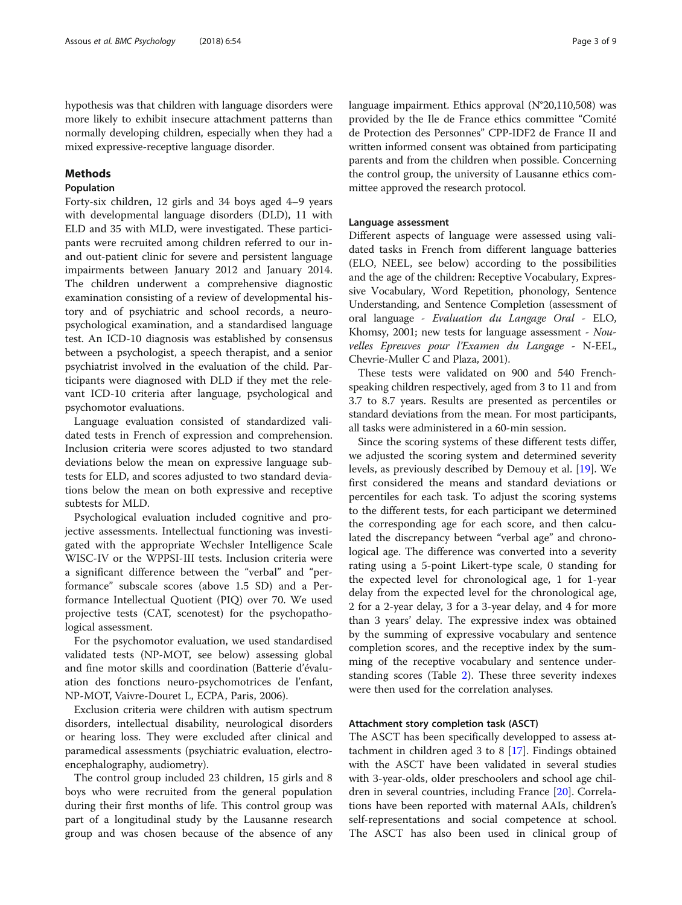hypothesis was that children with language disorders were more likely to exhibit insecure attachment patterns than normally developing children, especially when they had a mixed expressive-receptive language disorder.

## Methods

### Population

Forty-six children, 12 girls and 34 boys aged 4–9 years with developmental language disorders (DLD), 11 with ELD and 35 with MLD, were investigated. These participants were recruited among children referred to our in- and out-patient clinic for severe and persistent language impairments between January 2012 and January 2014. The children underwent a comprehensive diagnostic examination consisting of a review of developmental history and of psychiatric and school records, a neuropsychological examination, and a standardised language test. An ICD-10 diagnosis was established by consensus between a psychologist, a speech therapist, and a senior psychiatrist involved in the evaluation of the child. Participants were diagnosed with DLD if they met the relevant ICD-10 criteria after language, psychological and psychomotor evaluations.

Language evaluation consisted of standardized validated tests in French of expression and comprehension. Inclusion criteria were scores adjusted to two standard deviations below the mean on expressive language subtests for ELD, and scores adjusted to two standard deviations below the mean on both expressive and receptive subtests for MLD.

Psychological evaluation included cognitive and projective assessments. Intellectual functioning was investigated with the appropriate Wechsler Intelligence Scale WISC-IV or the WPPSI-III tests. Inclusion criteria were a significant difference between the "verbal" and "performance" subscale scores (above 1.5 SD) and a Performance Intellectual Quotient (PIQ) over 70. We used projective tests (CAT, scenotest) for the psychopathological assessment.

For the psychomotor evaluation, we used standardised validated tests (NP-MOT, see below) assessing global and fine motor skills and coordination (Batterie d'évaluation des fonctions neuro-psychomotrices de l'enfant, NP-MOT, Vaivre-Douret L, ECPA, Paris, 2006).

Exclusion criteria were children with autism spectrum disorders, intellectual disability, neurological disorders or hearing loss. They were excluded after clinical and paramedical assessments (psychiatric evaluation, electroencephalography, audiometry).

The control group included 23 children, 15 girls and 8 boys who were recruited from the general population during their first months of life. This control group was part of a longitudinal study by the Lausanne research group and was chosen because of the absence of any language impairment. Ethics approval (N°20,110,508) was provided by the Ile de France ethics committee "Comité de Protection des Personnes" CPP-IDF2 de France II and written informed consent was obtained from participating parents and from the children when possible. Concerning the control group, the university of Lausanne ethics committee approved the research protocol.

### Language assessment

Different aspects of language were assessed using validated tasks in French from different language batteries (ELO, NEEL, see below) according to the possibilities and the age of the children: Receptive Vocabulary, Expressive Vocabulary, Word Repetition, phonology, Sentence Understanding, and Sentence Completion (assessment of oral language - *Evaluation du Langage Oral* - ELO, Khomsy, 2001; new tests for language assessment - *Nouvelles Epreuves pour l'Examen du Langage* - N-EEL, Chevrie-Muller C and Plaza, 2001).

These tests were validated on 900 and 540 French-speaking children respectively, aged from 3 to 11 and from 3.7 to 8.7 years. Results are presented as percentiles or standard deviations from the mean. For most participants, all tasks were administered in a 60-min session.

Since the scoring systems of these different tests differ, we adjusted the scoring system and determined severity levels, as previously described by Demouy et al. [19]. We first considered the means and standard deviations or percentiles for each task. To adjust the scoring systems to the different tests, for each participant we determined the corresponding age for each score, and then calculated the discrepancy between "verbal age" and chronological age. The difference was converted into a severity rating using a 5-point Likert-type scale, 0 standing for the expected level for chronological age, 1 for 1-year delay from the expected level for the chronological age, 2 for a 2-year delay, 3 for a 3-year delay, and 4 for more than 3 years' delay. The expressive index was obtained by the summing of expressive vocabulary and sentence completion scores, and the receptive index by the summing of the receptive vocabulary and sentence understanding scores (Table 2). These three severity indexes were then used for the correlation analyses.

### Attachment story completion task (ASCT)

The ASCT has been specifically developped to assess attachment in children aged 3 to 8 [17]. Findings obtained with the ASCT have been validated in several studies with 3-year-olds, older preschoolers and school age children in several countries, including France [20]. Correlations have been reported with maternal AAIs, children's self-representations and social competence at school. The ASCT has also been used in clinical group of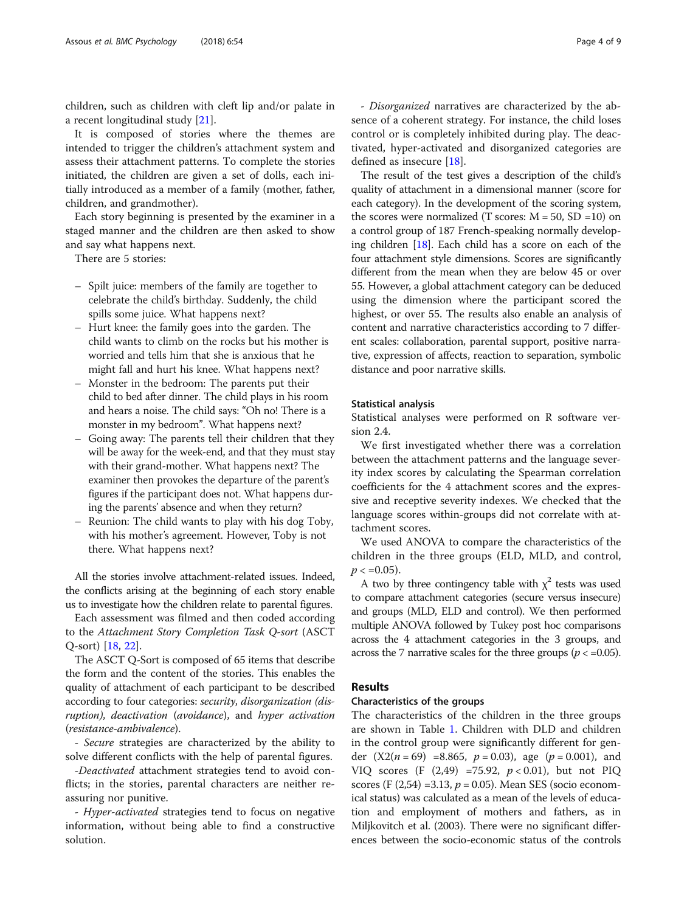children, such as children with cleft lip and/or palate in a recent longitudinal study [21].

It is composed of stories where the themes are intended to trigger the children's attachment system and assess their attachment patterns. To complete the stories initiated, the children are given a set of dolls, each initially introduced as a member of a family (mother, father, children, and grandmother).

Each story beginning is presented by the examiner in a staged manner and the children are then asked to show and say what happens next.

There are 5 stories:

- Spilt juice: members of the family are together to celebrate the child's birthday. Suddenly, the child spills some juice. What happens next?
- Hurt knee: the family goes into the garden. The child wants to climb on the rocks but his mother is worried and tells him that she is anxious that he might fall and hurt his knee. What happens next?
- Monster in the bedroom: The parents put their child to bed after dinner. The child plays in his room and hears a noise. The child says: "Oh no! There is a monster in my bedroom". What happens next?
- Going away: The parents tell their children that they will be away for the week-end, and that they must stay with their grand-mother. What happens next? The examiner then provokes the departure of the parent's figures if the participant does not. What happens during the parents' absence and when they return?
- Reunion: The child wants to play with his dog Toby, with his mother's agreement. However, Toby is not there. What happens next?

All the stories involve attachment-related issues. Indeed, the conflicts arising at the beginning of each story enable us to investigate how the children relate to parental figures.

Each assessment was filmed and then coded according to the *Attachment Story Completion Task Q-sort* (ASCT Q-sort) [18, 22].

The ASCT Q-Sort is composed of 65 items that describe the form and the content of the stories. This enables the quality of attachment of each participant to be described according to four categories: *security*, *disorganization (disruption)*, *deactivation* (*avoidance*), and *hyper activation* (*resistance-ambivalence*).

- *Secure* strategies are characterized by the ability to solve different conflicts with the help of parental figures.

-*Deactivated* attachment strategies tend to avoid conflicts; in the stories, parental characters are neither reassuring nor punitive.

- *Hyper-activated* strategies tend to focus on negative information, without being able to find a constructive solution.

- *Disorganized* narratives are characterized by the absence of a coherent strategy. For instance, the child loses control or is completely inhibited during play. The deactivated, hyper-activated and disorganized categories are defined as insecure [18].

The result of the test gives a description of the child's quality of attachment in a dimensional manner (score for each category). In the development of the scoring system, the scores were normalized (T scores: M = 50, SD =10) on a control group of 187 French-speaking normally developing children [18]. Each child has a score on each of the four attachment style dimensions. Scores are significantly different from the mean when they are below 45 or over 55. However, a global attachment category can be deduced using the dimension where the participant scored the highest, or over 55. The results also enable an analysis of content and narrative characteristics according to 7 different scales: collaboration, parental support, positive narrative, expression of affects, reaction to separation, symbolic distance and poor narrative skills.

### Statistical analysis

Statistical analyses were performed on R software version 2.4.

We first investigated whether there was a correlation between the attachment patterns and the language severity index scores by calculating the Spearman correlation coefficients for the 4 attachment scores and the expressive and receptive severity indexes. We checked that the language scores within-groups did not correlate with attachment scores.

We used ANOVA to compare the characteristics of the children in the three groups (ELD, MLD, and control, $p < =0.05$).

A two by three contingency table with $\chi^2$ tests was used to compare attachment categories (secure versus insecure) and groups (MLD, ELD and control). We then performed multiple ANOVA followed by Tukey post hoc comparisons across the 4 attachment categories in the 3 groups, and across the 7 narrative scales for the three groups ($p < =0.05$).

## Results

### Characteristics of the groups

The characteristics of the children in the three groups are shown in Table 1. Children with DLD and children in the control group were significantly different for gender ($X2(n = 69)$ =8.865, $p = 0.03$), age ($p = 0.001$), and VIQ scores ($F$ (2,49) =75.92, $p < 0.01$), but not PIQ scores ($F$ (2,54) =3.13, $p = 0.05$). Mean SES (socio economical status) was calculated as a mean of the levels of education and employment of mothers and fathers, as in Miljkovitch et al. (2003). There were no significant differences between the socio-economic status of the controls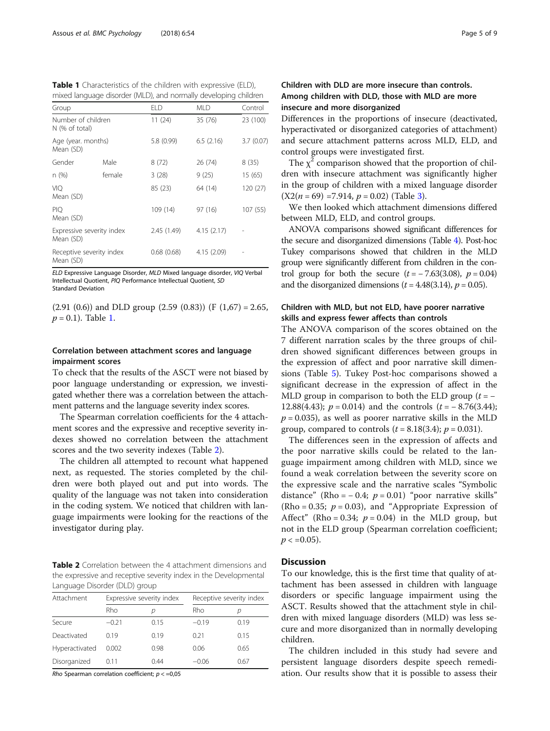**Table 1** Characteristics of the children with expressive (ELD), mixed language disorder (MLD), and normally developing children

| Group | | ELD | MLD | Control |
|---|---|---|---|---|
| Number of children N (% of total) | | 11 (24) | 35 (76) | 23 (100) |
| Age (year. months) Mean (SD) | | 5.8 (0.99) | 6.5 (2.16) | 3.7 (0.07) |
| Gender | Male | 8 (72) | 26 (74) | 8 (35) |
| n (%) | female | 3 (28) | 9 (25) | 15 (65) |
| VIQ Mean (SD) | | 85 (23) | 64 (14) | 120 (27) |
| PIQ Mean (SD) | | 109 (14) | 97 (16) | 107 (55) |
| Expressive severity index Mean (SD) | | 2.45 (1.49) | 4.15 (2.17) | - |
| Receptive severity index Mean (SD) | | 0.68 (0.68) | 4.15 (2.09) | - |

*ELD* Expressive Language Disorder, *MLD* Mixed language disorder, *VIQ* Verbal Intellectual Quotient, *PIQ* Performance Intellectual Quotient, *SD* Standard Deviation

(2.91 (0.6)) and DLD group (2.59 (0.83)) ($F$ (1,67) = 2.65, $p$ = 0.1). Table 1.

### Correlation between attachment scores and language impairment scores

To check that the results of the ASCT were not biased by poor language understanding or expression, we investigated whether there was a correlation between the attachment patterns and the language severity index scores.

The Spearman correlation coefficients for the 4 attachment scores and the expressive and receptive severity indexes showed no correlation between the attachment scores and the two severity indexes (Table 2).

The children all attempted to recount what happened next, as requested. The stories completed by the children were both played out and put into words. The quality of the language was not taken into consideration in the coding system. We noticed that children with language impairments were looking for the reactions of the investigator during play.

**Table 2** Correlation between the 4 attachment dimensions and the expressive and receptive severity index in the Developmental Language Disorder (DLD) group

| Attachment | Expressive severity index | | Receptive severity index | |
|---|---|---|---|---|
| | Rho | $p$ | Rho | $p$ |
| Secure | −0.21 | 0.15 | −0.19 | 0.19 |
| Deactivated | 0.19 | 0.19 | 0.21 | 0.15 |
| Hyperactivated | 0.002 | 0.98 | 0.06 | 0.65 |
| Disorganized | 0.11 | 0.44 | −0.06 | 0.67 |

*Rho* Spearman correlation coefficient; $p$ < =0,05

### Children with DLD are more insecure than controls. Among children with DLD, those with MLD are more insecure and more disorganized

Differences in the proportions of insecure (deactivated, hyperactivated or disorganized categories of attachment) and secure attachment patterns across MLD, ELD, and control groups were investigated first.

The $\chi^2$ comparison showed that the proportion of children with insecure attachment was significantly higher in the group of children with a mixed language disorder ($X2(n = 69)$ =7.914, $p$ = 0.02) (Table 3).

We then looked which attachment dimensions differed between MLD, ELD, and control groups.

ANOVA comparisons showed significant differences for the secure and disorganized dimensions (Table 4). Post-hoc Tukey comparisons showed that children in the MLD group were significantly different from children in the control group for both the secure ($t$ = − 7.63(3.08), $p$ = 0.04) and the disorganized dimensions ($t$ = 4.48(3.14), $p$ = 0.05).

### Children with MLD, but not ELD, have poorer narrative skills and express fewer affects than controls

The ANOVA comparison of the scores obtained on the 7 different narration scales by the three groups of children showed significant differences between groups in the expression of affect and poor narrative skill dimensions (Table 5). Tukey Post-hoc comparisons showed a significant decrease in the expression of affect in the MLD group in comparison to both the ELD group ($t$ = − 12.88(4.43); $p$ = 0.014) and the controls ($t$ = − 8.76(3.44); $p$ = 0.035), as well as poorer narrative skills in the MLD group, compared to controls ($t$ = 8.18(3.4); $p$ = 0.031).

The differences seen in the expression of affects and the poor narrative skills could be related to the language impairment among children with MLD, since we found a weak correlation between the severity score on the expressive scale and the narrative scales "Symbolic distance" (Rho = − 0.4; $p$ = 0.01) "poor narrative skills" (Rho = 0.35; $p$ = 0.03), and "Appropriate Expression of Affect" (Rho = 0.34; $p$ = 0.04) in the MLD group, but not in the ELD group (Spearman correlation coefficient; $p$ < =0.05).

## Discussion

To our knowledge, this is the first time that quality of attachment has been assessed in children with language disorders or specific language impairment using the ASCT. Results showed that the attachment style in children with mixed language disorders (MLD) was less secure and more disorganized than in normally developing children.

The children included in this study had severe and persistent language disorders despite speech remediation. Our results show that it is possible to assess their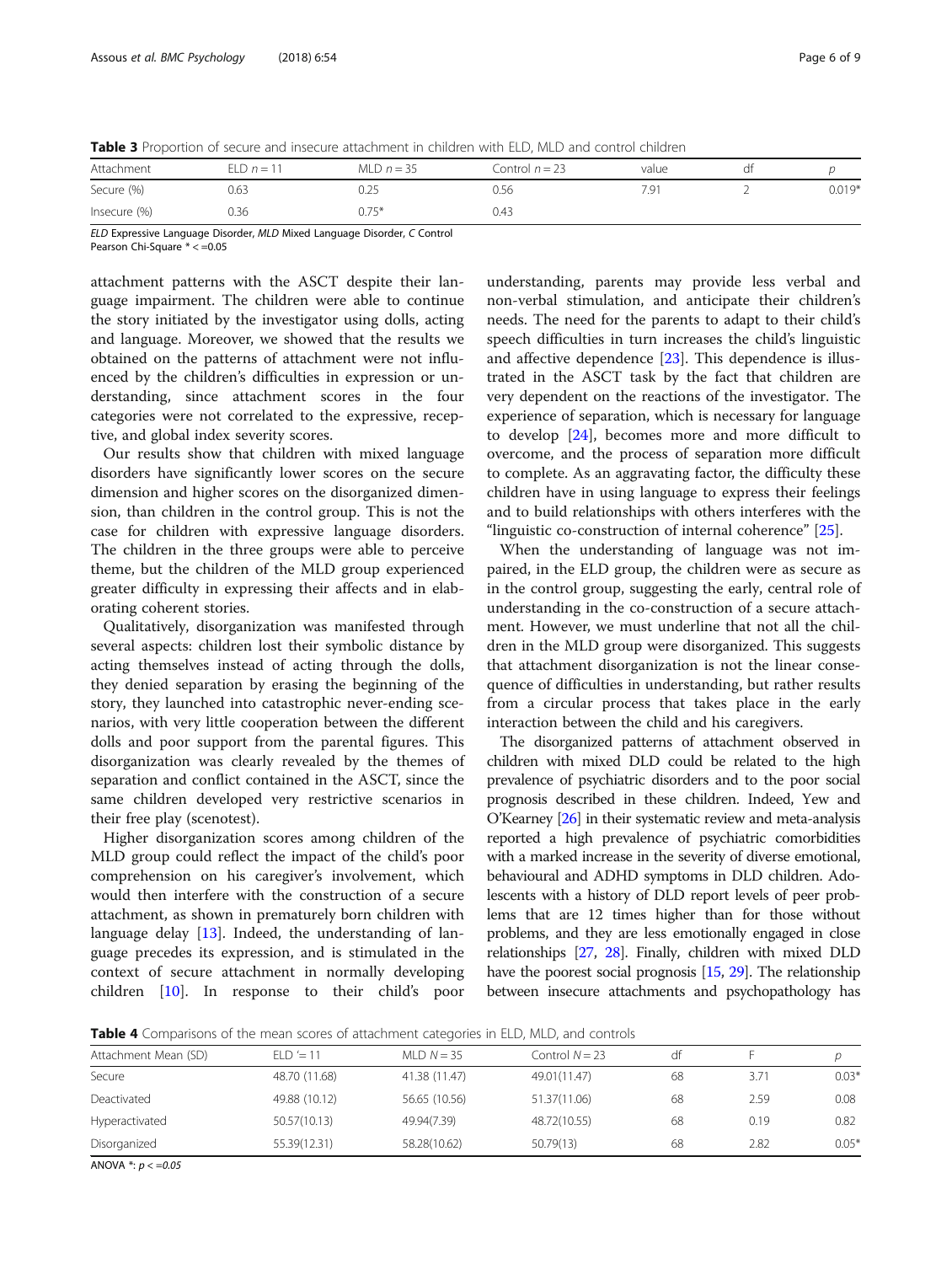**Table 3** Proportion of secure and insecure attachment in children with ELD, MLD and control children

| Attachment | ELD $n = 11$ | MLD $n = 35$ | Control $n = 23$ | value | df | p |
|---|---|---|---|---|---|---|
| Secure (%) | 0.63 | 0.25 | 0.56 | 7.91 | 2 | 0.019* |
| Insecure (%) | 0.36 | 0.75* | 0.43 | | | |

*ELD* Expressive Language Disorder, *MLD* Mixed Language Disorder, *C* Control
Pearson Chi-Square * < =0.05

attachment patterns with the ASCT despite their language impairment. The children were able to continue the story initiated by the investigator using dolls, acting and language. Moreover, we showed that the results we obtained on the patterns of attachment were not influenced by the children's difficulties in expression or understanding, since attachment scores in the four categories were not correlated to the expressive, receptive, and global index severity scores.

Our results show that children with mixed language disorders have significantly lower scores on the secure dimension and higher scores on the disorganized dimension, than children in the control group. This is not the case for children with expressive language disorders. The children in the three groups were able to perceive theme, but the children of the MLD group experienced greater difficulty in expressing their affects and in elaborating coherent stories.

Qualitatively, disorganization was manifested through several aspects: children lost their symbolic distance by acting themselves instead of acting through the dolls, they denied separation by erasing the beginning of the story, they launched into catastrophic never-ending scenarios, with very little cooperation between the different dolls and poor support from the parental figures. This disorganization was clearly revealed by the themes of separation and conflict contained in the ASCT, since the same children developed very restrictive scenarios in their free play (scenotest).

Higher disorganization scores among children of the MLD group could reflect the impact of the child's poor comprehension on his caregiver's involvement, which would then interfere with the construction of a secure attachment, as shown in prematurely born children with language delay [13]. Indeed, the understanding of language precedes its expression, and is stimulated in the context of secure attachment in normally developing children [10]. In response to their child's poor understanding, parents may provide less verbal and non-verbal stimulation, and anticipate their children's needs. The need for the parents to adapt to their child's speech difficulties in turn increases the child's linguistic and affective dependence [23]. This dependence is illustrated in the ASCT task by the fact that children are very dependent on the reactions of the investigator. The experience of separation, which is necessary for language to develop [24], becomes more and more difficult to overcome, and the process of separation more difficult to complete. As an aggravating factor, the difficulty these children have in using language to express their feelings and to build relationships with others interferes with the "linguistic co-construction of internal coherence" [25].

When the understanding of language was not impaired, in the ELD group, the children were as secure as in the control group, suggesting the early, central role of understanding in the co-construction of a secure attachment. However, we must underline that not all the children in the MLD group were disorganized. This suggests that attachment disorganization is not the linear consequence of difficulties in understanding, but rather results from a circular process that takes place in the early interaction between the child and his caregivers.

The disorganized patterns of attachment observed in children with mixed DLD could be related to the high prevalence of psychiatric disorders and to the poor social prognosis described in these children. Indeed, Yew and O'Kearney [26] in their systematic review and meta-analysis reported a high prevalence of psychiatric comorbidities with a marked increase in the severity of diverse emotional, behavioural and ADHD symptoms in DLD children. Adolescents with a history of DLD report levels of peer problems that are 12 times higher than for those without problems, and they are less emotionally engaged in close relationships [27, 28]. Finally, children with mixed DLD have the poorest social prognosis [15, 29]. The relationship between insecure attachments and psychopathology has

**Table 4** Comparisons of the mean scores of attachment categories in ELD, MLD, and controls

| Attachment Mean (SD) | ELD '= 11 | MLD $N = 35$ | Control $N = 23$ | df | F | p |
|---|---|---|---|---|---|---|
| Secure | 48.70 (11.68) | 41.38 (11.47) | 49.01(11.47) | 68 | 3.71 | 0.03* |
| Deactivated | 49.88 (10.12) | 56.65 (10.56) | 51.37(11.06) | 68 | 2.59 | 0.08 |
| Hyperactivated | 50.57(10.13) | 49.94(7.39) | 48.72(10.55) | 68 | 0.19 | 0.82 |
| Disorganized | 55.39(12.31) | 58.28(10.62) | 50.79(13) | 68 | 2.82 | 0.05* |

ANOVA *: $p < =0.05$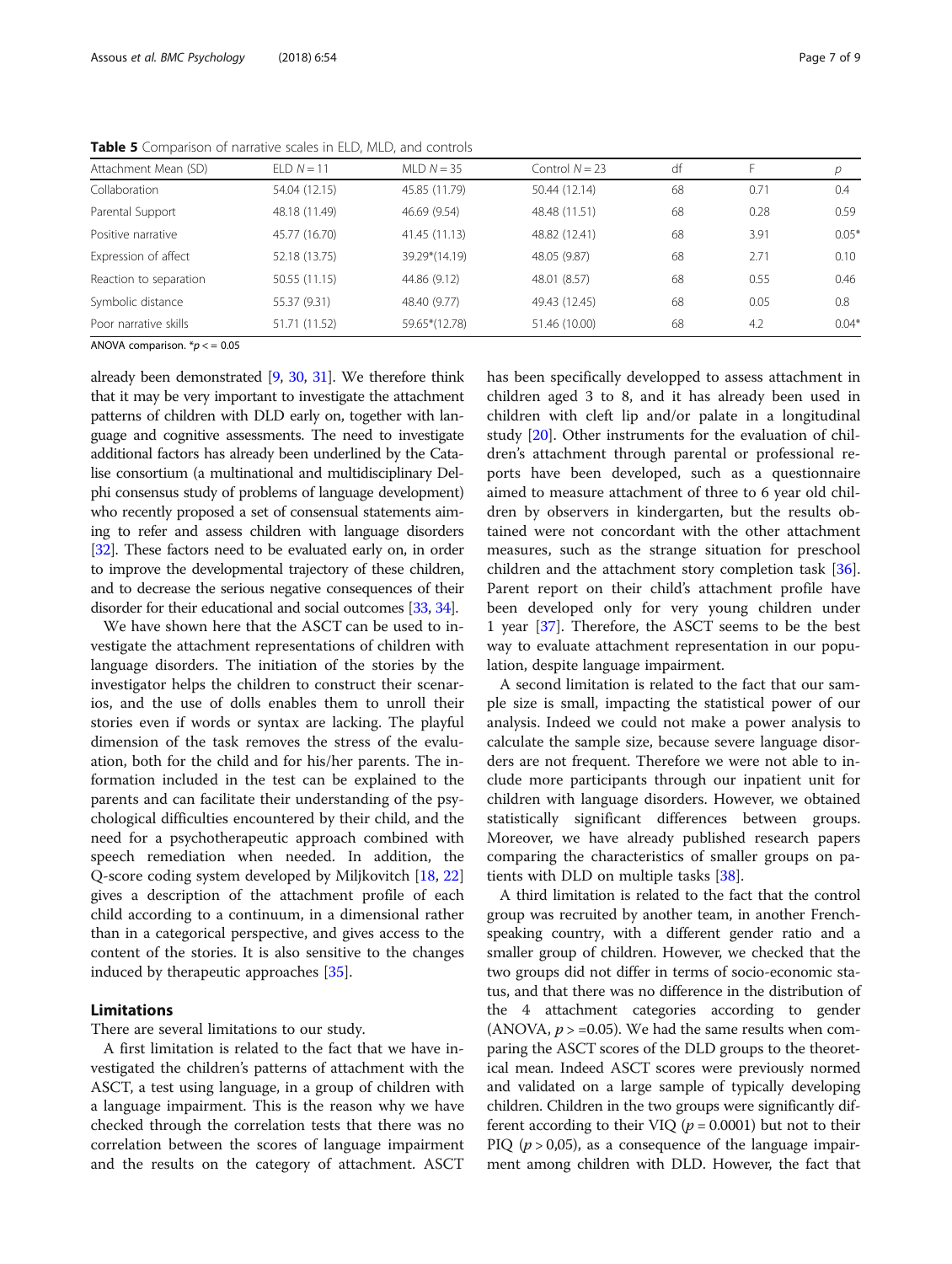**Table 5** Comparison of narrative scales in ELD, MLD, and controls

| Attachment Mean (SD) | ELD $N = 11$ | MLD $N = 35$ | Control $N = 23$ | df | F | $p$ |
|---|---|---|---|---|---|---|
| Collaboration | 54.04 (12.15) | 45.85 (11.79) | 50.44 (12.14) | 68 | 0.71 | 0.4 |
| Parental Support | 48.18 (11.49) | 46.69 (9.54) | 48.48 (11.51) | 68 | 0.28 | 0.59 |
| Positive narrative | 45.77 (16.70) | 41.45 (11.13) | 48.82 (12.41) | 68 | 3.91 | 0.05* |
| Expression of affect | 52.18 (13.75) | 39.29*(14.19) | 48.05 (9.87) | 68 | 2.71 | 0.10 |
| Reaction to separation | 50.55 (11.15) | 44.86 (9.12) | 48.01 (8.57) | 68 | 0.55 | 0.46 |
| Symbolic distance | 55.37 (9.31) | 48.40 (9.77) | 49.43 (12.45) | 68 | 0.05 | 0.8 |
| Poor narrative skills | 51.71 (11.52) | 59.65*(12.78) | 51.46 (10.00) | 68 | 4.2 | 0.04* |

ANOVA comparison. *$p <= 0.05$

already been demonstrated [9, 30, 31]. We therefore think that it may be very important to investigate the attachment patterns of children with DLD early on, together with language and cognitive assessments. The need to investigate additional factors has already been underlined by the Catalise consortium (a multinational and multidisciplinary Delphi consensus study of problems of language development) who recently proposed a set of consensual statements aiming to refer and assess children with language disorders [32]. These factors need to be evaluated early on, in order to improve the developmental trajectory of these children, and to decrease the serious negative consequences of their disorder for their educational and social outcomes [33, 34].

We have shown here that the ASCT can be used to investigate the attachment representations of children with language disorders. The initiation of the stories by the investigator helps the children to construct their scenarios, and the use of dolls enables them to unroll their stories even if words or syntax are lacking. The playful dimension of the task removes the stress of the evaluation, both for the child and for his/her parents. The information included in the test can be explained to the parents and can facilitate their understanding of the psychological difficulties encountered by their child, and the need for a psychotherapeutic approach combined with speech remediation when needed. In addition, the Q-score coding system developed by Miljkovitch [18, 22] gives a description of the attachment profile of each child according to a continuum, in a dimensional rather than in a categorical perspective, and gives access to the content of the stories. It is also sensitive to the changes induced by therapeutic approaches [35].

## Limitations

There are several limitations to our study.

A first limitation is related to the fact that we have investigated the children's patterns of attachment with the ASCT, a test using language, in a group of children with a language impairment. This is the reason why we have checked through the correlation tests that there was no correlation between the scores of language impairment and the results on the category of attachment. ASCT has been specifically developped to assess attachment in children aged 3 to 8, and it has already been used in children with cleft lip and/or palate in a longitudinal study [20]. Other instruments for the evaluation of children's attachment through parental or professional reports have been developed, such as a questionnaire aimed to measure attachment of three to 6 year old children by observers in kindergarten, but the results obtained were not concordant with the other attachment measures, such as the strange situation for preschool children and the attachment story completion task [36]. Parent report on their child's attachment profile have been developed only for very young children under 1 year [37]. Therefore, the ASCT seems to be the best way to evaluate attachment representation in our population, despite language impairment.

A second limitation is related to the fact that our sample size is small, impacting the statistical power of our analysis. Indeed we could not make a power analysis to calculate the sample size, because severe language disorders are not frequent. Therefore we were not able to include more participants through our inpatient unit for children with language disorders. However, we obtained statistically significant differences between groups. Moreover, we have already published research papers comparing the characteristics of smaller groups on patients with DLD on multiple tasks [38].

A third limitation is related to the fact that the control group was recruited by another team, in another French-speaking country, with a different gender ratio and a smaller group of children. However, we checked that the two groups did not differ in terms of socio-economic status, and that there was no difference in the distribution of the 4 attachment categories according to gender (ANOVA, $p >$ =0.05). We had the same results when comparing the ASCT scores of the DLD groups to the theoretical mean. Indeed ASCT scores were previously normed and validated on a large sample of typically developing children. Children in the two groups were significantly different according to their VIQ ($p = 0.0001$) but not to their PIQ ($p > 0{,}05$), as a consequence of the language impairment among children with DLD. However, the fact that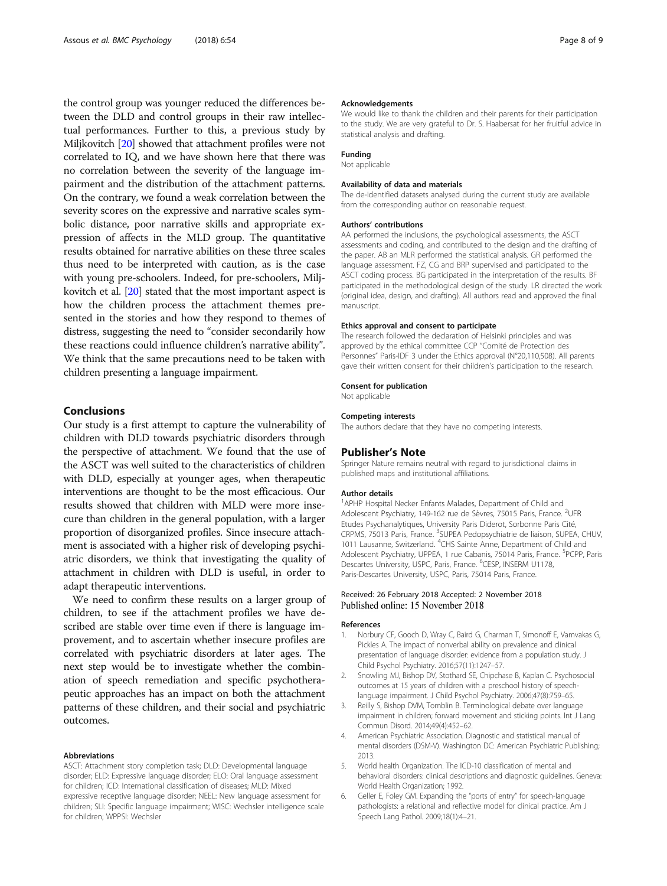the control group was younger reduced the differences between the DLD and control groups in their raw intellectual performances. Further to this, a previous study by Miljkovitch [20] showed that attachment profiles were not correlated to IQ, and we have shown here that there was no correlation between the severity of the language impairment and the distribution of the attachment patterns. On the contrary, we found a weak correlation between the severity scores on the expressive and narrative scales symbolic distance, poor narrative skills and appropriate expression of affects in the MLD group. The quantitative results obtained for narrative abilities on these three scales thus need to be interpreted with caution, as is the case with young pre-schoolers. Indeed, for pre-schoolers, Miljkovitch et al. [20] stated that the most important aspect is how the children process the attachment themes presented in the stories and how they respond to themes of distress, suggesting the need to "consider secondarily how these reactions could influence children's narrative ability". We think that the same precautions need to be taken with children presenting a language impairment.

## Conclusions

Our study is a first attempt to capture the vulnerability of children with DLD towards psychiatric disorders through the perspective of attachment. We found that the use of the ASCT was well suited to the characteristics of children with DLD, especially at younger ages, when therapeutic interventions are thought to be the most efficacious. Our results showed that children with MLD were more insecure than children in the general population, with a larger proportion of disorganized profiles. Since insecure attachment is associated with a higher risk of developing psychiatric disorders, we think that investigating the quality of attachment in children with DLD is useful, in order to adapt therapeutic interventions.

We need to confirm these results on a larger group of children, to see if the attachment profiles we have described are stable over time even if there is language improvement, and to ascertain whether insecure profiles are correlated with psychiatric disorders at later ages. The next step would be to investigate whether the combination of speech remediation and specific psychotherapeutic approaches has an impact on both the attachment patterns of these children, and their social and psychiatric outcomes.

#### Abbreviations

ASCT: Attachment story completion task; DLD: Developmental language disorder; ELD: Expressive language disorder; ELO: Oral language assessment for children; ICD: International classification of diseases; MLD: Mixed expressive receptive language disorder; NEEL: New language assessment for children; SLI: Specific language impairment; WISC: Wechsler intelligence scale for children; WPPSI: Wechsler

#### Acknowledgements

We would like to thank the children and their parents for their participation to the study. We are very grateful to Dr. S. Haabersat for her fruitful advice in statistical analysis and drafting.

#### Funding

Not applicable

#### Availability of data and materials

The de-identified datasets analysed during the current study are available from the corresponding author on reasonable request.

#### Authors' contributions

AA performed the inclusions, the psychological assessments, the ASCT assessments and coding, and contributed to the design and the drafting of the paper. AB an MLR performed the statistical analysis. GR performed the language assessment. FZ, CG and BRP supervised and participated to the ASCT coding process. BG participated in the interpretation of the results. BF participated in the methodological design of the study. LR directed the work (original idea, design, and drafting). All authors read and approved the final manuscript.

#### Ethics approval and consent to participate

The research followed the declaration of Helsinki principles and was approved by the ethical committee CCP "Comité de Protection des Personnes" Paris-IDF 3 under the Ethics approval (N°20,110,508). All parents gave their written consent for their children's participation to the research.

#### Consent for publication

Not applicable

#### Competing interests

The authors declare that they have no competing interests.

## Publisher's Note

Springer Nature remains neutral with regard to jurisdictional claims in published maps and institutional affiliations.

#### Author details

[1]APHP Hospital Necker Enfants Malades, Department of Child and Adolescent Psychiatry, 149-162 rue de Sèvres, 75015 Paris, France. [2]UFR Etudes Psychanalytiques, University Paris Diderot, Sorbonne Paris Cité, CRPMS, 75013 Paris, France. [3]SUPEA Pedopsychiatrie de liaison, SUPEA, CHUV, 1011 Lausanne, Switzerland. [4]CHS Sainte Anne, Department of Child and Adolescent Psychiatry, UPPEA, 1 rue Cabanis, 75014 Paris, France. [5]PCPP, Paris Descartes University, USPC, Paris, France. [6]CESP, INSERM U1178, Paris-Descartes University, USPC, Paris, 75014 Paris, France.

Received: 26 February 2018 Accepted: 2 November 2018
Published online: 15 November 2018

#### References

1. Norbury CF, Gooch D, Wray C, Baird G, Charman T, Simonoff E, Vamvakas G, Pickles A. The impact of nonverbal ability on prevalence and clinical presentation of language disorder: evidence from a population study. J Child Psychol Psychiatry. 2016;57(11):1247–57.
2. Snowling MJ, Bishop DV, Stothard SE, Chipchase B, Kaplan C. Psychosocial outcomes at 15 years of children with a preschool history of speech-language impairment. J Child Psychol Psychiatry. 2006;47(8):759–65.
3. Reilly S, Bishop DVM, Tomblin B. Terminological debate over language impairment in children; forward movement and sticking points. Int J Lang Commun Disord. 2014;49(4):452–62.
4. American Psychiatric Association. Diagnostic and statistical manual of mental disorders (DSM-V). Washington DC: American Psychiatric Publishing; 2013.
5. World health Organization. The ICD-10 classification of mental and behavioral disorders: clinical descriptions and diagnostic guidelines. Geneva: World Health Organization; 1992.
6. Geller E, Foley GM. Expanding the "ports of entry" for speech-language pathologists: a relational and reflective model for clinical practice. Am J Speech Lang Pathol. 2009;18(1):4–21.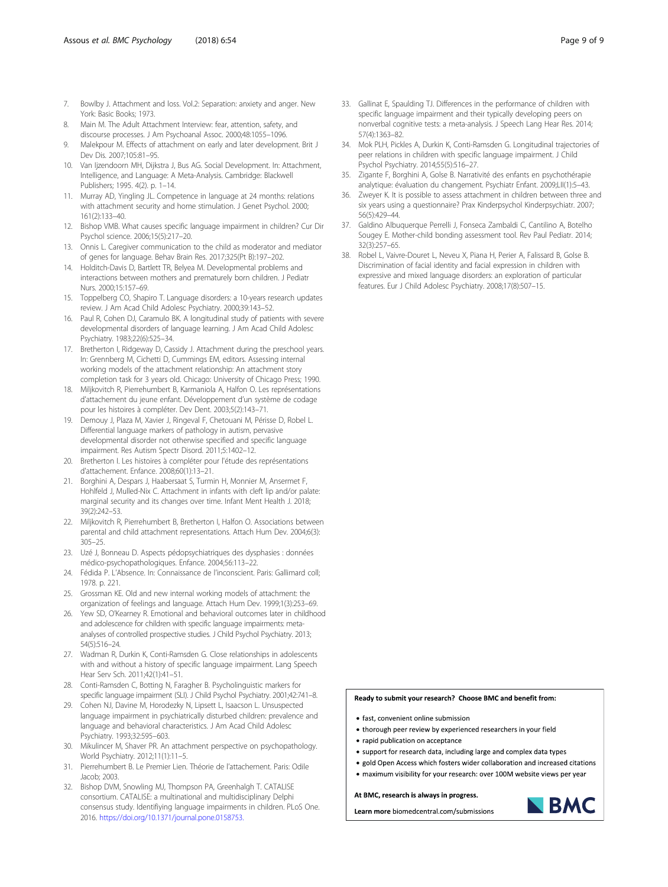7. Bowlby J. Attachment and loss. Vol.2: Separation: anxiety and anger. New York: Basic Books; 1973.
8. Main M. The Adult Attachment Interview: fear, attention, safety, and discourse processes. J Am Psychoanal Assoc. 2000;48:1055–1096.
9. Malekpour M. Effects of attachment on early and later development. Brit J Dev Dis. 2007;105:81–95.
10. Van Ijzendoorn MH, Dijkstra J, Bus AG. Social Development. In: Attachment, Intelligence, and Language: A Meta-Analysis. Cambridge: Blackwell Publishers; 1995. 4(2). p. 1–14.
11. Murray AD, Yingling JL. Competence in language at 24 months: relations with attachment security and home stimulation. J Genet Psychol. 2000; 161(2):133–40.
12. Bishop VMB. What causes specific language impairment in children? Cur Dir Psychol science. 2006;15(5):217–20.
13. Onnis L. Caregiver communication to the child as moderator and mediator of genes for language. Behav Brain Res. 2017;325(Pt B):197–202.
14. Holditch-Davis D, Bartlett TR, Belyea M. Developmental problems and interactions between mothers and prematurely born children. J Pediatr Nurs. 2000;15:157–69.
15. Toppelberg CO, Shapiro T. Language disorders: a 10-years research updates review. J Am Acad Child Adolesc Psychiatry. 2000;39:143–52.
16. Paul R, Cohen DJ, Caramulo BK. A longitudinal study of patients with severe developmental disorders of language learning. J Am Acad Child Adolesc Psychiatry. 1983;22(6):525–34.
17. Bretherton I, Ridgeway D, Cassidy J. Attachment during the preschool years. In: Grennberg M, Cichetti D, Cummings EM, editors. Assessing internal working models of the attachment relationship: An attachment story completion task for 3 years old. Chicago: University of Chicago Press; 1990.
18. Miljkovitch R, Pierrehumbert B, Karmaniola A, Halfon O. Les représentations d'attachement du jeune enfant. Développement d'un système de codage pour les histoires à compléter. Dev Dent. 2003;5(2):143–71.
19. Demouy J, Plaza M, Xavier J, Ringeval F, Chetouani M, Périsse D, Robel L. Differential language markers of pathology in autism, pervasive developmental disorder not otherwise specified and specific language impairment. Res Autism Spectr Disord. 2011;5:1402–12.
20. Bretherton I. Les histoires à compléter pour l'étude des représentations d'attachement. Enfance. 2008;60(1):13–21.
21. Borghini A, Despars J, Haabersaat S, Turmin H, Monnier M, Ansermet F, Hohlfeld J, Mulled-Nix C. Attachment in infants with cleft lip and/or palate: marginal security and its changes over time. Infant Ment Health J. 2018; 39(2):242–53.
22. Miljkovitch R, Pierrehumbert B, Bretherton I, Halfon O. Associations between parental and child attachment representations. Attach Hum Dev. 2004;6(3): 305–25.
23. Uzé J, Bonneau D. Aspects pédopsychiatriques des dysphasies : données médico-psychopathologiques. Enfance. 2004;56:113–22.
24. Fédida P. L'Absence. In: Connaissance de l'inconscient. Paris: Gallimard coll; 1978. p. 221.
25. Grossman KE. Old and new internal working models of attachment: the organization of feelings and language. Attach Hum Dev. 1999;1(3):253–69.
26. Yew SD, O'Kearney R. Emotional and behavioral outcomes later in childhood and adolescence for children with specific language impairments: meta-analyses of controlled prospective studies. J Child Psychol Psychiatry. 2013; 54(5):516–24.
27. Wadman R, Durkin K, Conti-Ramsden G. Close relationships in adolescents with and without a history of specific language impairment. Lang Speech Hear Serv Sch. 2011;42(1):41–51.
28. Conti-Ramsden C, Botting N, Faragher B. Psycholinguistic markers for specific language impairment (SLI). J Child Psychol Psychiatry. 2001;42:741–8.
29. Cohen NJ, Davine M, Horodezky N, Lipsett L, Isaacson L. Unsuspected language impairment in psychiatrically disturbed children: prevalence and language and behavioral characteristics. J Am Acad Child Adolesc Psychiatry. 1993;32:595–603.
30. Mikulincer M, Shaver PR. An attachment perspective on psychopathology. World Psychiatry. 2012;11(1):11–5.
31. Pierrehumbert B. Le Premier Lien. Théorie de l'attachement. Paris: Odile Jacob; 2003.
32. Bishop DVM, Snowling MJ, Thompson PA, Greenhalgh T. CATALISE consortium. CATALISE: a multinational and multidisciplinary Delphi consensus study. Identifying language impairments in children. PLoS One. 2016. https://doi.org/10.1371/journal.pone.0158753.
33. Gallinat E, Spaulding TJ. Differences in the performance of children with specific language impairment and their typically developing peers on nonverbal cognitive tests: a meta-analysis. J Speech Lang Hear Res. 2014; 57(4):1363–82.
34. Mok PLH, Pickles A, Durkin K, Conti-Ramsden G. Longitudinal trajectories of peer relations in children with specific language impairment. J Child Psychol Psychiatry. 2014;55(5):516–27.
35. Zigante F, Borghini A, Golse B. Narrativité des enfants en psychothérapie analytique: évaluation du changement. Psychiatr Enfant. 2009;LII(1):5–43.
36. Zweyer K. It is possible to assess attachment in children between three and six years using a questionnaire? Prax Kinderpsychol Kinderpsychiatr. 2007; 56(5):429–44.
37. Galdino Albuquerque Perrelli J, Fonseca Zambaldi C, Cantilino A, Botelho Sougey E. Mother-child bonding assessment tool. Rev Paul Pediatr. 2014; 32(3):257–65.
38. Robel L, Vaivre-Douret L, Neveu X, Piana H, Perier A, Falissard B, Golse B. Discrimination of facial identity and facial expression in children with expressive and mixed language disorders: an exploration of particular features. Eur J Child Adolesc Psychiatry. 2008;17(8):507–15.

**Ready to submit your research? Choose BMC and benefit from:**

- fast, convenient online submission
- thorough peer review by experienced researchers in your field
- rapid publication on acceptance
- support for research data, including large and complex data types
- gold Open Access which fosters wider collaboration and increased citations
- maximum visibility for your research: over 100M website views per year

**At BMC, research is always in progress.**

**Learn more** biomedcentral.com/submissions